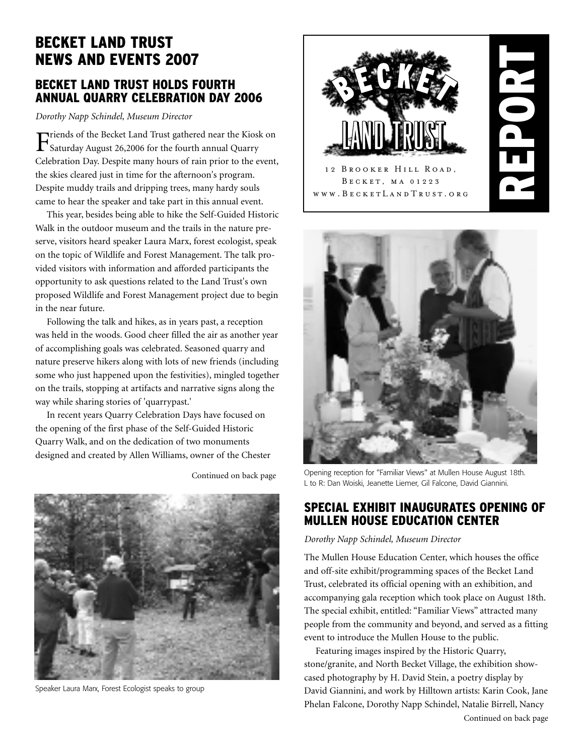# BECKET LAND TRUST NEWS AND EVENTS 2007

## BECKET LAND TRUST HOLDS FOURTH ANNUAL QUARRY CELEBRATION DAY 2006

*Dorothy Napp Schindel, Museum Director*

Friends of the Becket Land Trust gathered near the Kiosk on Saturday August 26,2006 for the fourth annual Quarry Celebration Day. Despite many hours of rain prior to the event, the skies cleared just in time for the afternoon's program. Despite muddy trails and dripping trees, many hardy souls came to hear the speaker and take part in this annual event.

This year, besides being able to hike the Self-Guided Historic Walk in the outdoor museum and the trails in the nature preserve, visitors heard speaker Laura Marx, forest ecologist, speak on the topic of Wildlife and Forest Management. The talk provided visitors with information and afforded participants the opportunity to ask questions related to the Land Trust's own proposed Wildlife and Forest Management project due to begin in the near future.

Following the talk and hikes, as in years past, a reception was held in the woods. Good cheer filled the air as another year of accomplishing goals was celebrated. Seasoned quarry and nature preserve hikers along with lots of new friends (including some who just happened upon the festivities), mingled together on the trails, stopping at artifacts and narrative signs along the way while sharing stories of 'quarrypast.'

In recent years Quarry Celebration Days have focused on the opening of the first phase of the Self-Guided Historic Quarry Walk, and on the dedication of two monuments designed and created by Allen Williams, owner of the Chester

Continued on back page

Speaker Laura Marx, Forest Ecologist speaks to group

BECKET LAND TRUST

12 Brooker Hill Road,
Becket, MA 01223
www.BecketLandTrust.org

**REPORT**

Opening reception for "Familiar Views" at Mullen House August 18th. L to R: Dan Woiski, Jeanette Liemer, Gil Falcone, David Giannini.

## SPECIAL EXHIBIT INAUGURATES OPENING OF MULLEN HOUSE EDUCATION CENTER

*Dorothy Napp Schindel, Museum Director*

The Mullen House Education Center, which houses the office and off-site exhibit/programming spaces of the Becket Land Trust, celebrated its official opening with an exhibition, and accompanying gala reception which took place on August 18th. The special exhibit, entitled: "Familiar Views" attracted many people from the community and beyond, and served as a fitting event to introduce the Mullen House to the public.

Featuring images inspired by the Historic Quarry, stone/granite, and North Becket Village, the exhibition showcased photography by H. David Stein, a poetry display by David Giannini, and work by Hilltown artists: Karin Cook, Jane Phelan Falcone, Dorothy Napp Schindel, Natalie Birrell, Nancy

Continued on back page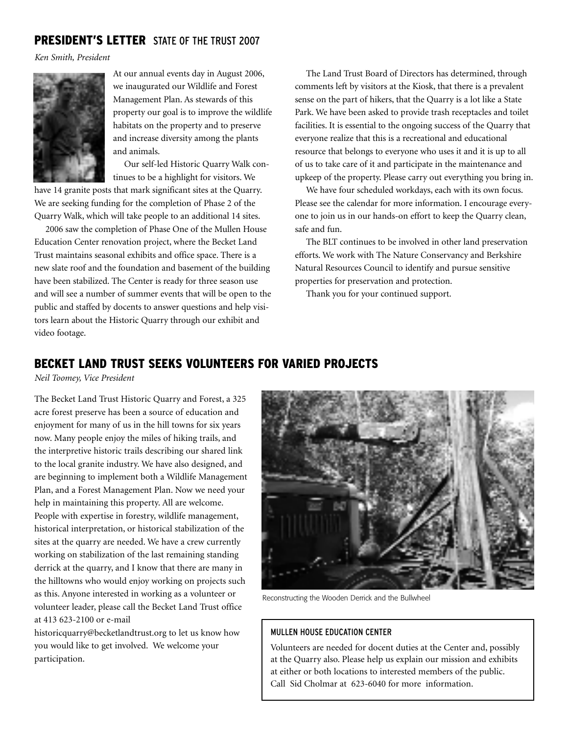## PRESIDENT'S LETTER STATE OF THE TRUST 2007

*Ken Smith, President*

At our annual events day in August 2006, we inaugurated our Wildlife and Forest Management Plan. As stewards of this property our goal is to improve the wildlife habitats on the property and to preserve and increase diversity among the plants and animals.

Our self-led Historic Quarry Walk continues to be a highlight for visitors. We have 14 granite posts that mark significant sites at the Quarry. We are seeking funding for the completion of Phase 2 of the Quarry Walk, which will take people to an additional 14 sites.

2006 saw the completion of Phase One of the Mullen House Education Center renovation project, where the Becket Land Trust maintains seasonal exhibits and office space. There is a new slate roof and the foundation and basement of the building have been stabilized. The Center is ready for three season use and will see a number of summer events that will be open to the public and staffed by docents to answer questions and help visitors learn about the Historic Quarry through our exhibit and video footage.

The Land Trust Board of Directors has determined, through comments left by visitors at the Kiosk, that there is a prevalent sense on the part of hikers, that the Quarry is a lot like a State Park. We have been asked to provide trash receptacles and toilet facilities. It is essential to the ongoing success of the Quarry that everyone realize that this is a recreational and educational resource that belongs to everyone who uses it and it is up to all of us to take care of it and participate in the maintenance and upkeep of the property. Please carry out everything you bring in.

We have four scheduled workdays, each with its own focus. Please see the calendar for more information. I encourage everyone to join us in our hands-on effort to keep the Quarry clean, safe and fun.

The BLT continues to be involved in other land preservation efforts. We work with The Nature Conservancy and Berkshire Natural Resources Council to identify and pursue sensitive properties for preservation and protection.

Thank you for your continued support.

## BECKET LAND TRUST SEEKS VOLUNTEERS FOR VARIED PROJECTS

*Neil Toomey, Vice President*

The Becket Land Trust Historic Quarry and Forest, a 325 acre forest preserve has been a source of education and enjoyment for many of us in the hill towns for six years now. Many people enjoy the miles of hiking trails, and the interpretive historic trails describing our shared link to the local granite industry. We have also designed, and are beginning to implement both a Wildlife Management Plan, and a Forest Management Plan. Now we need your help in maintaining this property. All are welcome. People with expertise in forestry, wildlife management, historical interpretation, or historical stabilization of the sites at the quarry are needed. We have a crew currently working on stabilization of the last remaining standing derrick at the quarry, and I know that there are many in the hilltowns who would enjoy working on projects such as this. Anyone interested in working as a volunteer or volunteer leader, please call the Becket Land Trust office at 413 623-2100 or e-mail historicquarry@becketlandtrust.org to let us know how you would like to get involved. We welcome your participation.

Reconstructing the Wooden Derrick and the Bullwheel

### MULLEN HOUSE EDUCATION CENTER

Volunteers are needed for docent duties at the Center and, possibly at the Quarry also. Please help us explain our mission and exhibits at either or both locations to interested members of the public. Call Sid Cholmar at 623-6040 for more information.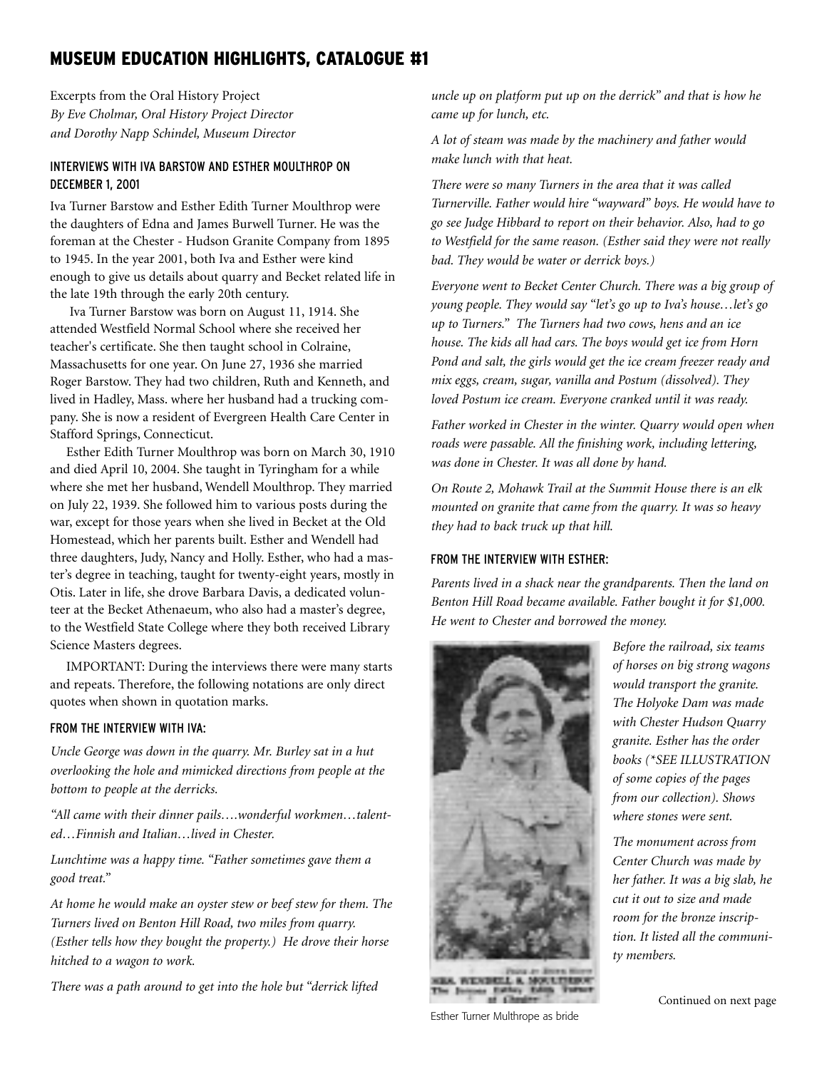## MUSEUM EDUCATION HIGHLIGHTS, CATALOGUE #1

Excerpts from the Oral History Project
*By Eve Cholmar, Oral History Project Director*
*and Dorothy Napp Schindel, Museum Director*

### INTERVIEWS WITH IVA BARSTOW AND ESTHER MOULTHROP ON DECEMBER 1, 2001

Iva Turner Barstow and Esther Edith Turner Moulthrop were the daughters of Edna and James Burwell Turner. He was the foreman at the Chester - Hudson Granite Company from 1895 to 1945. In the year 2001, both Iva and Esther were kind enough to give us details about quarry and Becket related life in the late 19th through the early 20th century.

Iva Turner Barstow was born on August 11, 1914. She attended Westfield Normal School where she received her teacher's certificate. She then taught school in Colraine, Massachusetts for one year. On June 27, 1936 she married Roger Barstow. They had two children, Ruth and Kenneth, and lived in Hadley, Mass. where her husband had a trucking company. She is now a resident of Evergreen Health Care Center in Stafford Springs, Connecticut.

Esther Edith Turner Moulthrop was born on March 30, 1910 and died April 10, 2004. She taught in Tyringham for a while where she met her husband, Wendell Moulthrop. They married on July 22, 1939. She followed him to various posts during the war, except for those years when she lived in Becket at the Old Homestead, which her parents built. Esther and Wendell had three daughters, Judy, Nancy and Holly. Esther, who had a master's degree in teaching, taught for twenty-eight years, mostly in Otis. Later in life, she drove Barbara Davis, a dedicated volunteer at the Becket Athenaeum, who also had a master's degree, to the Westfield State College where they both received Library Science Masters degrees.

IMPORTANT: During the interviews there were many starts and repeats. Therefore, the following notations are only direct quotes when shown in quotation marks.

### FROM THE INTERVIEW WITH IVA:

*Uncle George was down in the quarry. Mr. Burley sat in a hut overlooking the hole and mimicked directions from people at the bottom to people at the derricks.*

*"All came with their dinner pails….wonderful workmen…talented…Finnish and Italian…lived in Chester.*

*Lunchtime was a happy time. "Father sometimes gave them a good treat."*

*At home he would make an oyster stew or beef stew for them. The Turners lived on Benton Hill Road, two miles from quarry. (Esther tells how they bought the property.) He drove their horse hitched to a wagon to work.*

*There was a path around to get into the hole but "derrick lifted uncle up on platform put up on the derrick" and that is how he came up for lunch, etc.*

*A lot of steam was made by the machinery and father would make lunch with that heat.*

*There were so many Turners in the area that it was called Turnerville. Father would hire "wayward" boys. He would have to go see Judge Hibbard to report on their behavior. Also, had to go to Westfield for the same reason. (Esther said they were not really bad. They would be water or derrick boys.)*

*Everyone went to Becket Center Church. There was a big group of young people. They would say "let's go up to Iva's house…let's go up to Turners." The Turners had two cows, hens and an ice house. The kids all had cars. The boys would get ice from Horn Pond and salt, the girls would get the ice cream freezer ready and mix eggs, cream, sugar, vanilla and Postum (dissolved). They loved Postum ice cream. Everyone cranked until it was ready.*

*Father worked in Chester in the winter. Quarry would open when roads were passable. All the finishing work, including lettering, was done in Chester. It was all done by hand.*

*On Route 2, Mohawk Trail at the Summit House there is an elk mounted on granite that came from the quarry. It was so heavy they had to back truck up that hill.*

### FROM THE INTERVIEW WITH ESTHER:

*Parents lived in a shack near the grandparents. Then the land on Benton Hill Road became available. Father bought it for $1,000. He went to Chester and borrowed the money.*

*Before the railroad, six teams of horses on big strong wagons would transport the granite. The Holyoke Dam was made with Chester Hudson Quarry granite. Esther has the order books (\*SEE ILLUSTRATION of some copies of the pages from our collection). Shows where stones were sent.*

*The monument across from Center Church was made by her father. It was a big slab, he cut it out to size and made room for the bronze inscription. It listed all the community members.*

Esther Turner Multhrope as bride

Continued on next page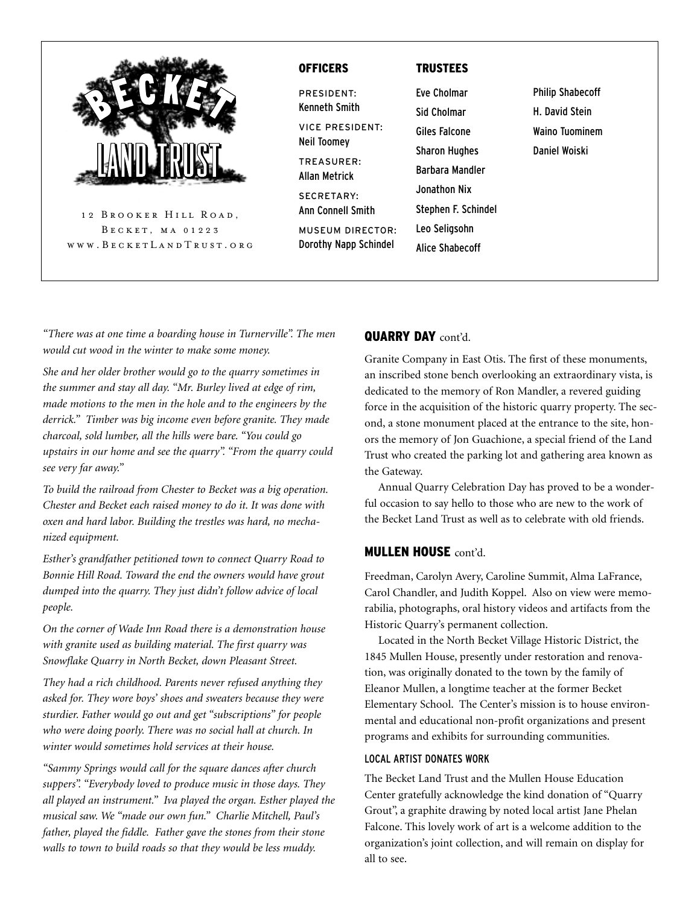BECKET LAND TRUST

12 Brooker Hill Road,
Becket, MA 01223
www.BecketLandTrust.org

**OFFICERS**

PRESIDENT:
Kenneth Smith

VICE PRESIDENT:
Neil Toomey

TREASURER:
Allan Metrick

SECRETARY:
Ann Connell Smith

MUSEUM DIRECTOR:
Dorothy Napp Schindel

**TRUSTEES**

Eve Cholmar
Sid Cholmar
Giles Falcone
Sharon Hughes
Barbara Mandler
Jonathon Nix
Stephen F. Schindel
Leo Seligsohn
Alice Shabecoff
Philip Shabecoff
H. David Stein
Waino Tuominem
Daniel Woiski

*"There was at one time a boarding house in Turnerville". The men would cut wood in the winter to make some money.*

*She and her older brother would go to the quarry sometimes in the summer and stay all day. "Mr. Burley lived at edge of rim, made motions to the men in the hole and to the engineers by the derrick." Timber was big income even before granite. They made charcoal, sold lumber, all the hills were bare. "You could go upstairs in our home and see the quarry". "From the quarry could see very far away."*

*To build the railroad from Chester to Becket was a big operation. Chester and Becket each raised money to do it. It was done with oxen and hard labor. Building the trestles was hard, no mechanized equipment.*

*Esther's grandfather petitioned town to connect Quarry Road to Bonnie Hill Road. Toward the end the owners would have grout dumped into the quarry. They just didn't follow advice of local people.*

*On the corner of Wade Inn Road there is a demonstration house with granite used as building material. The first quarry was Snowflake Quarry in North Becket, down Pleasant Street.*

*They had a rich childhood. Parents never refused anything they asked for. They wore boys' shoes and sweaters because they were sturdier. Father would go out and get "subscriptions" for people who were doing poorly. There was no social hall at church. In winter would sometimes hold services at their house.*

*"Sammy Springs would call for the square dances after church suppers". "Everybody loved to produce music in those days. They all played an instrument." Iva played the organ. Esther played the musical saw. We "made our own fun." Charlie Mitchell, Paul's father, played the fiddle. Father gave the stones from their stone walls to town to build roads so that they would be less muddy.*

## QUARRY DAY cont'd.

Granite Company in East Otis. The first of these monuments, an inscribed stone bench overlooking an extraordinary vista, is dedicated to the memory of Ron Mandler, a revered guiding force in the acquisition of the historic quarry property. The second, a stone monument placed at the entrance to the site, honors the memory of Jon Guachione, a special friend of the Land Trust who created the parking lot and gathering area known as the Gateway.

Annual Quarry Celebration Day has proved to be a wonderful occasion to say hello to those who are new to the work of the Becket Land Trust as well as to celebrate with old friends.

## MULLEN HOUSE cont'd.

Freedman, Carolyn Avery, Caroline Summit, Alma LaFrance, Carol Chandler, and Judith Koppel. Also on view were memorabilia, photographs, oral history videos and artifacts from the Historic Quarry's permanent collection.

Located in the North Becket Village Historic District, the 1845 Mullen House, presently under restoration and renovation, was originally donated to the town by the family of Eleanor Mullen, a longtime teacher at the former Becket Elementary School. The Center's mission is to house environmental and educational non-profit organizations and present programs and exhibits for surrounding communities.

### LOCAL ARTIST DONATES WORK

The Becket Land Trust and the Mullen House Education Center gratefully acknowledge the kind donation of "Quarry Grout", a graphite drawing by noted local artist Jane Phelan Falcone. This lovely work of art is a welcome addition to the organization's joint collection, and will remain on display for all to see.